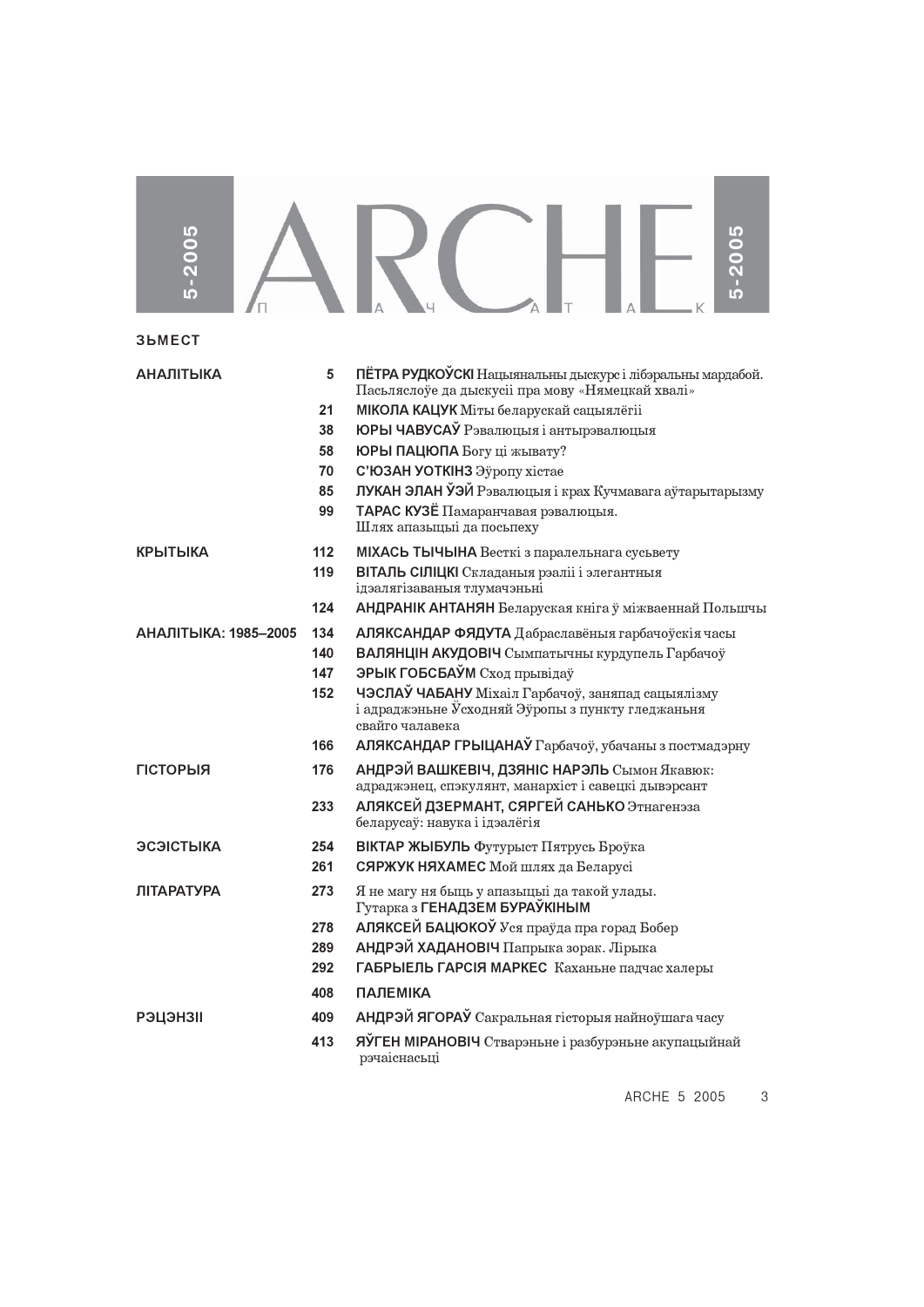# ARCHE

5-2005

П А Ч А Т А К

## ЗЬМЕСТ

| | | |
|---|---|---|
| **АНАЛІТЫКА** | 5 | **ПЁТРА РУДКОЎСКІ** Нацыянальны дыскурс і лібэральны мардабой. Пасьляслоўе да дыскусіі пра мову «Нямецкай хвалі» |
| | 21 | **МІКОЛА КАЦУК** Міты беларускай сацыялёгіі |
| | 38 | **ЮРЫ ЧАВУСАЎ** Рэвалюцыя і антырэвалюцыя |
| | 58 | **ЮРЫ ПАЦЮПА** Богу ці жывату? |
| | 70 | **С'ЮЗАН УОТКІНЗ** Эўропу хістае |
| | 85 | **ЛУКАН ЭЛАН ЎЭЙ** Рэвалюцыя і крах Кучмавага аўтарытарызму |
| | 99 | **ТАРАС КУЗЁ** Памаранчавая рэвалюцыя. Шлях апазыцыі да посьпеху |
| **КРЫТЫКА** | 112 | **МІХАСЬ ТЫЧЫНА** Весткі з паралельнага сусьвету |
| | 119 | **ВІТАЛЬ СІЛІЦКІ** Складаныя рэаліі і элегантныя ідэалягізаваныя тлумачэньні |
| | 124 | **АНДРАНІК АНТАНЯН** Беларуская кніга ў міжваеннай Польшчы |
| **АНАЛІТЫКА: 1985–2005** | 134 | **АЛЯКСАНДАР ФЯДУТА** Дабраславёныя гарбачоўскія часы |
| | 140 | **ВАЛЯНЦІН АКУДОВІЧ** Сымпатычны курдупель Гарбачоў |
| | 147 | **ЭРЫК ГОБСБАЎМ** Сход прывідаў |
| | 152 | **ЧЭСЛАЎ ЧАБАНУ** Міхаіл Гарбачоў, заняпад сацыялізму і адраджэньне Ўсходняй Эўропы з пункту гледжаньня свайго чалавека |
| | 166 | **АЛЯКСАНДАР ГРЫЦАНАЎ** Гарбачоў, убачаны з постмадэрну |
| **ГІСТОРЫЯ** | 176 | **АНДРЭЙ ВАШКЕВІЧ, ДЗЯНІС НАРЭЛЬ** Сымон Якавюк: адраджэнец, спэкулянт, манархіст і савецкі дывэрсант |
| | 233 | **АЛЯКСЕЙ ДЗЕРМАНТ, СЯРГЕЙ САНЬКО** Этнагенэза беларусаў: навука і ідэалёгія |
| **ЭСЭІСТЫКА** | 254 | **ВІКТАР ЖЫБУЛЬ** Футурыст Пятрусь Броўка |
| | 261 | **СЯРЖУК НЯХАМЕС** Мой шлях да Беларусі |
| **ЛІТАРАТУРА** | 273 | Я не магу ня быць у апазыцыі да такой улады. Гутарка з **ГЕНАДЗЕМ БУРАЎКІНЫМ** |
| | 278 | **АЛЯКСЕЙ БАЦЮКОЎ** Уся праўда пра горад Бобер |
| | 289 | **АНДРЭЙ ХАДАНОВІЧ** Папрыка зорак. Лірыка |
| | 292 | **ГАБРЫЕЛЬ ГАРСІЯ МАРКЕС** Каханьне падчас халеры |
| | 408 | **ПАЛЕМІКА** |
| **РЭЦЭНЗІІ** | 409 | **АНДРЭЙ ЯГОРАЎ** Сакральная гісторыя найноўшага часу |
| | 413 | **ЯЎГЕН МІРАНОВІЧ** Стварэньне і разбурэньне акупацыйнай рэчаіснасьці |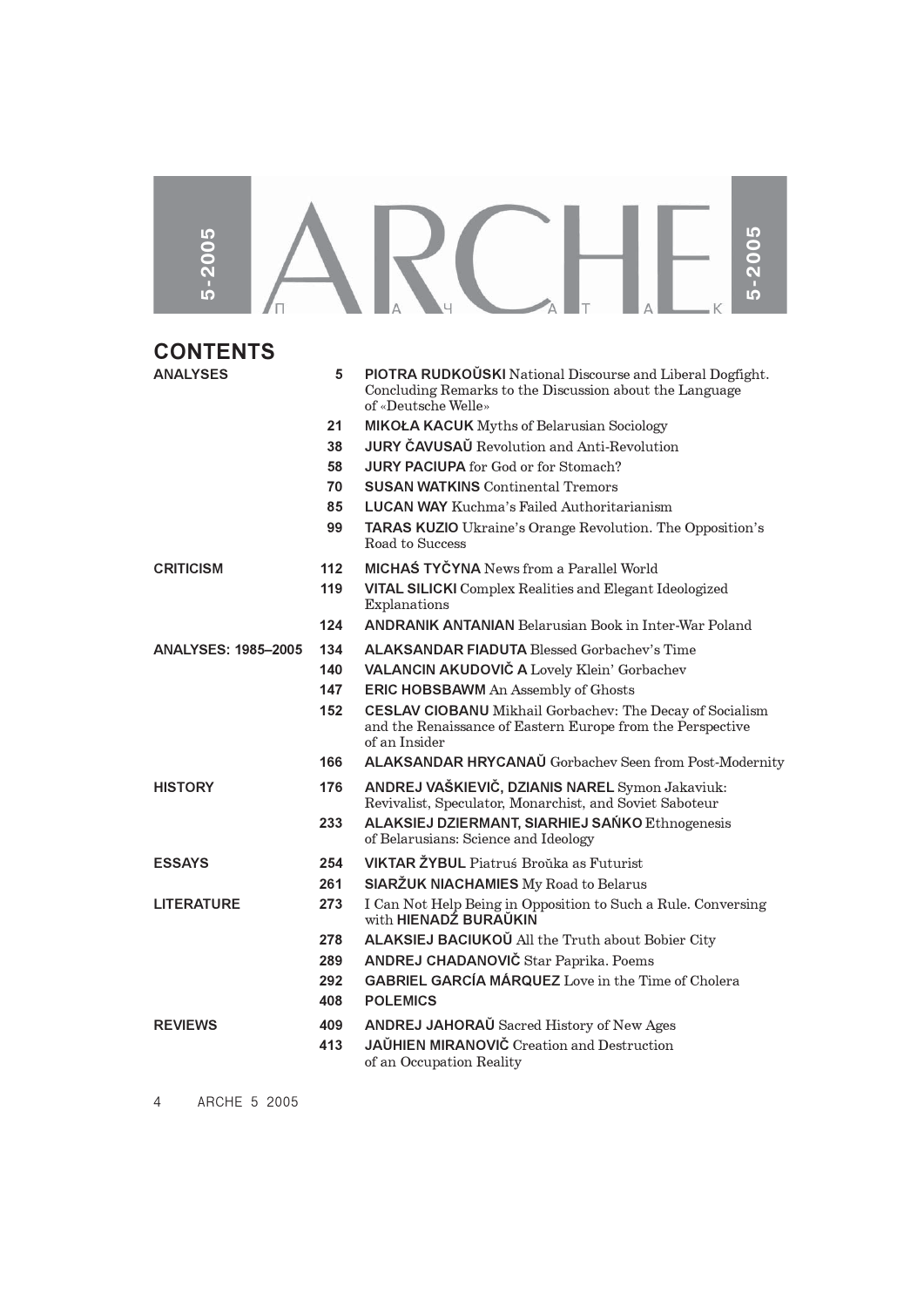# ARCHE

5-2005

# CONTENTS

| | | |
|---|---|---|
| **ANALYSES** | 5 | **PIOTRA RUDKOŬSKI** National Discourse and Liberal Dogfight. Concluding Remarks to the Discussion about the Language of «Deutsche Welle» |
| | 21 | **MIKOŁA KACUK** Myths of Belarusian Sociology |
| | 38 | **JURY ČAVUSAŬ** Revolution and Anti-Revolution |
| | 58 | **JURY PACIUPA** for God or for Stomach? |
| | 70 | **SUSAN WATKINS** Continental Tremors |
| | 85 | **LUCAN WAY** Kuchma's Failed Authoritarianism |
| | 99 | **TARAS KUZIO** Ukraine's Orange Revolution. The Opposition's Road to Success |
| **CRITICISM** | 112 | **MICHAŚ TYČYNA** News from a Parallel World |
| | 119 | **VITAL SILICKI** Complex Realities and Elegant Ideologized Explanations |
| | 124 | **ANDRANIK ANTANIAN** Belarusian Book in Inter-War Poland |
| **ANALYSES: 1985–2005** | 134 | **ALAKSANDAR FIADUTA** Blessed Gorbachev's Time |
| | 140 | **VALANCIN AKUDOVIČ A** Lovely Klein' Gorbachev |
| | 147 | **ERIC HOBSBAWM** An Assembly of Ghosts |
| | 152 | **CESLAV CIOBANU** Mikhail Gorbachev: The Decay of Socialism and the Renaissance of Eastern Europe from the Perspective of an Insider |
| | 166 | **ALAKSANDAR HRYCANAŬ** Gorbachev Seen from Post-Modernity |
| **HISTORY** | 176 | **ANDREJ VAŠKIEVIČ, DZIANIS NAREL** Symon Jakaviuk: Revivalist, Speculator, Monarchist, and Soviet Saboteur |
| | 233 | **ALAKSIEJ DZIERMANT, SIARHIEJ SAŃKO** Ethnogenesis of Belarusians: Science and Ideology |
| **ESSAYS** | 254 | **VIKTAR ŽYBUL** Piatruś Broŭka as Futurist |
| | 261 | **SIARŽUK NIACHAMIES** My Road to Belarus |
| **LITERATURE** | 273 | I Can Not Help Being in Opposition to Such a Rule. Conversing with **HIENADŹ BURAŬKIN** |
| | 278 | **ALAKSIEJ BACIUKOŬ** All the Truth about Bobier City |
| | 289 | **ANDREJ CHADANOVIČ** Star Paprika. Poems |
| | 292 | **GABRIEL GARCÍA MÁRQUEZ** Love in the Time of Cholera |
| | 408 | **POLEMICS** |
| **REVIEWS** | 409 | **ANDREJ JAHORAŬ** Sacred History of New Ages |
| | 413 | **JAŬHIEN MIRANOVIČ** Creation and Destruction of an Occupation Reality |